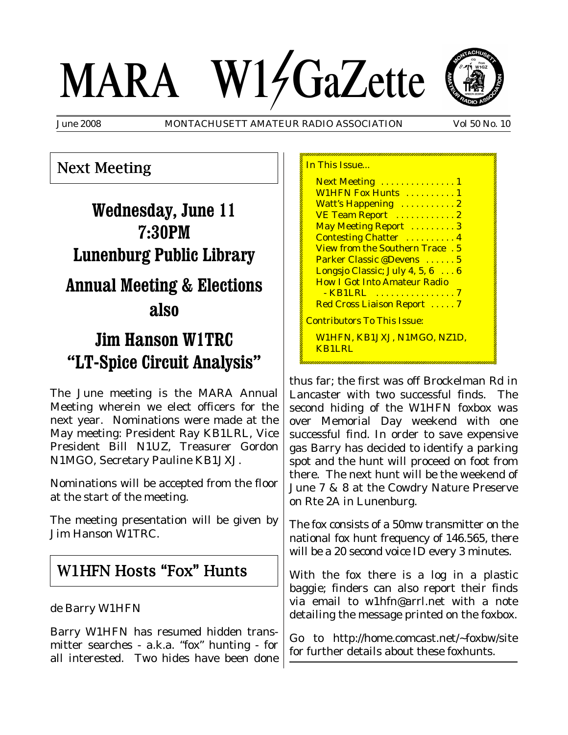# MARA W1GaZette

June 2008 MONTACHUSETT AMATEUR RADIO ASSOCIATION Vol 50 No. 10

In This Issue...

- Next Meeting . . . . . . . . . . . . . . 1
- W1HFN Fox Hunts . . . . . . . . . . 1
- Watt's Happening . . . . . . . . . . . 2
- VE Team Report . . . . . . . . . . . . 2
- May Meeting Report . . . . . . . . . 3
- Contesting Chatter . . . . . . . . . . 4
- View from the Southern Trace . 5
- Parker Classic @Devens . . . . . . 5
- Longsjo Classic; July 4, 5, 6 . . . 6
- How I Got Into Amateur Radio - KB1LRL . . . . . . . . . . . . . . . . 7
- Red Cross Liaison Report . . . . . 7

Contributors To This Issue:

W1HFN, KB1JXJ, N1MGO, NZ1D, KB1LRL

## Next Meeting

**Wednesday, June 11**
**7:30PM**
**Lunenburg Public Library**

**Annual Meeting & Elections**
**also**

**Jim Hanson W1TRC**
**"LT-Spice Circuit Analysis"**

The June meeting is the MARA Annual Meeting wherein we elect officers for the next year. Nominations were made at the May meeting: President Ray KB1LRL, Vice President Bill N1UZ, Treasurer Gordon N1MGO, Secretary Pauline KB1JXJ.

Nominations will be accepted from the floor at the start of the meeting.

The meeting presentation will be given by Jim Hanson W1TRC.

## W1HFN Hosts "Fox" Hunts

de Barry W1HFN

Barry W1HFN has resumed hidden transmitter searches - a.k.a. "fox" hunting - for all interested. Two hides have been done thus far; the first was off Brockelman Rd in Lancaster with two successful finds. The second hiding of the W1HFN foxbox was over Memorial Day weekend with one successful find. In order to save expensive gas Barry has decided to identify a parking spot and the hunt will proceed on foot from there. The next hunt will be the weekend of June 7 & 8 at the Cowdry Nature Preserve on Rte 2A in Lunenburg.

The fox consists of a 50mw transmitter on the national fox hunt frequency of 146.565, there will be a 20 second voice ID every 3 minutes.

With the fox there is a log in a plastic baggie; finders can also report their finds via email to w1hfn@arrl.net with a note detailing the message printed on the foxbox.

Go to http://home.comcast.net/~foxbw/site for further details about these foxhunts.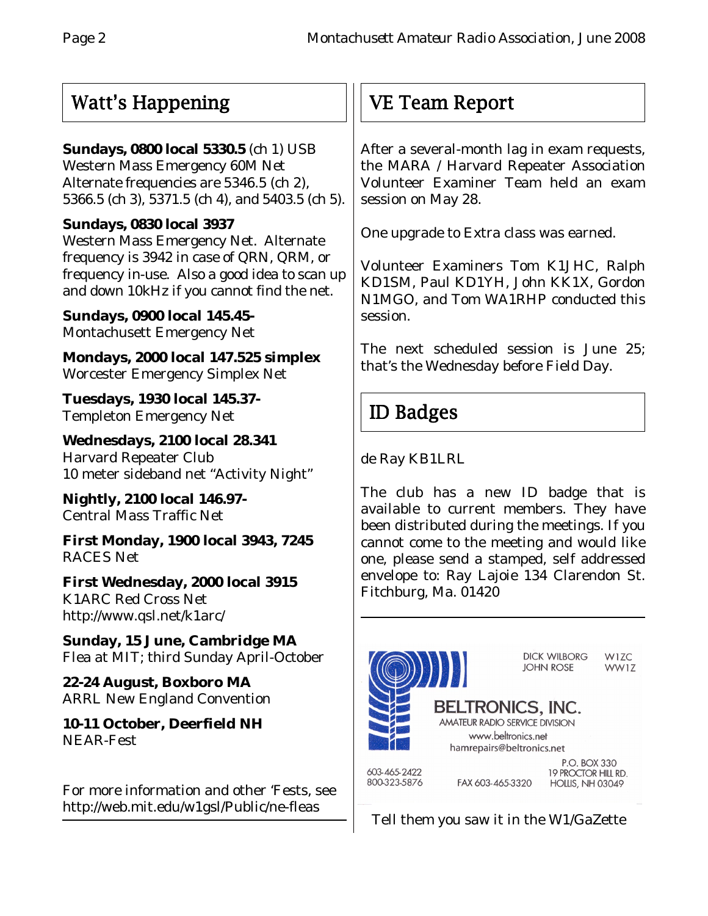## Watt's Happening

**Sundays, 0800 local 5330.5** (ch 1) USB
Western Mass Emergency 60M Net
Alternate frequencies are 5346.5 (ch 2), 5366.5 (ch 3), 5371.5 (ch 4), and 5403.5 (ch 5).

**Sundays, 0830 local 3937**
Western Mass Emergency Net. Alternate frequency is 3942 in case of QRN, QRM, or frequency in-use. Also a good idea to scan up and down 10kHz if you cannot find the net.

**Sundays, 0900 local 145.45-**
Montachusett Emergency Net

**Mondays, 2000 local 147.525 simplex**
Worcester Emergency Simplex Net

**Tuesdays, 1930 local 145.37-**
Templeton Emergency Net

**Wednesdays, 2100 local 28.341**
Harvard Repeater Club
10 meter sideband net "Activity Night"

**Nightly, 2100 local 146.97-**
Central Mass Traffic Net

**First Monday, 1900 local 3943, 7245**
RACES Net

**First Wednesday, 2000 local 3915**
K1ARC Red Cross Net
http://www.qsl.net/k1arc/

**Sunday, 15 June, Cambridge MA**
Flea at MIT; third Sunday April-October

**22-24 August, Boxboro MA**
ARRL New England Convention

**10-11 October, Deerfield NH**
NEAR-Fest

For more information and other 'Fests, see http://web.mit.edu/w1gsl/Public/ne-fleas

## VE Team Report

After a several-month lag in exam requests, the MARA / Harvard Repeater Association Volunteer Examiner Team held an exam session on May 28.

One upgrade to Extra class was earned.

Volunteer Examiners Tom K1JHC, Ralph KD1SM, Paul KD1YH, John KK1X, Gordon N1MGO, and Tom WA1RHP conducted this session.

The next scheduled session is June 25; that's the Wednesday before Field Day.

## ID Badges

de Ray KB1LRL

The club has a new ID badge that is available to current members. They have been distributed during the meetings. If you cannot come to the meeting and would like one, please send a stamped, self addressed envelope to: Ray Lajoie 134 Clarendon St. Fitchburg, Ma. 01420

DICK WILBORG W1ZC
JOHN ROSE WW1Z

**BELTRONICS, INC.**
AMATEUR RADIO SERVICE DIVISION
www.beltronics.net
hamrepairs@beltronics.net

603-465-2422
800-323-5876
FAX 603-465-3320
P.O. BOX 330
19 PROCTOR HILL RD.
HOLLIS, NH 03049

Tell them you saw it in the W1/GaZette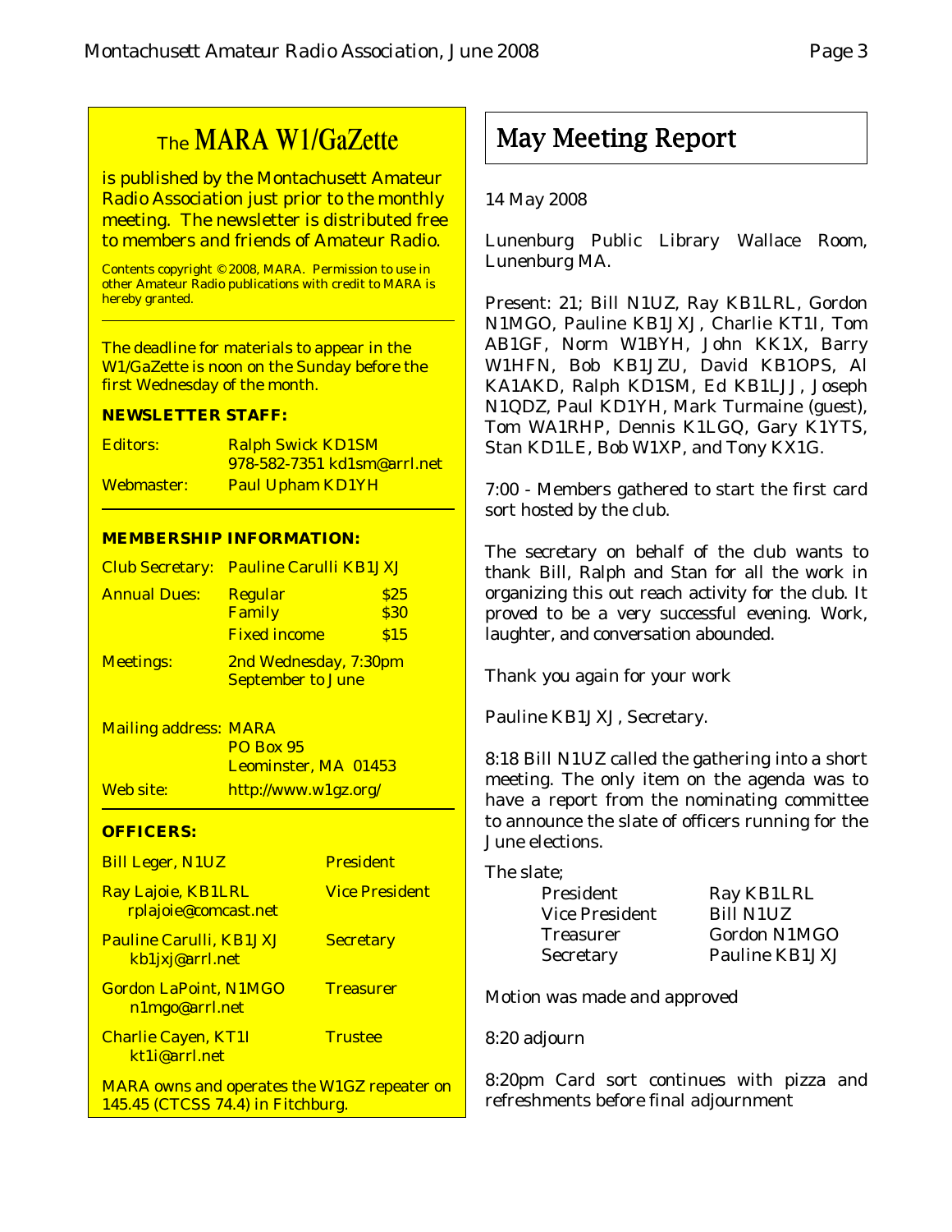## The MARA W1/GaZette

is published by the Montachusett Amateur Radio Association just prior to the monthly meeting. The newsletter is distributed free to members and friends of Amateur Radio.

Contents copyright © 2008, MARA. Permission to use in other Amateur Radio publications with credit to MARA is hereby granted.

The deadline for materials to appear in the W1/GaZette is noon on the Sunday before the first Wednesday of the month.

**NEWSLETTER STAFF:**

| | |
|---|---|
| Editors: | Ralph Swick KD1SM<br>978-582-7351 kd1sm@arrl.net |
| Webmaster: | Paul Upham KD1YH |

**MEMBERSHIP INFORMATION:**

| | | |
|---|---|---|
| Club Secretary: | Pauline Carulli KB1JXJ | |
| Annual Dues: | Regular | $25 |
| | Family | $30 |
| | Fixed income | $15 |
| Meetings: | 2nd Wednesday, 7:30pm<br>September to June | |
| Mailing address: | MARA<br>PO Box 95<br>Leominster, MA 01453 | |
| Web site: | http://www.w1gz.org/ | |

**OFFICERS:**

| | |
|---|---|
| Bill Leger, N1UZ | President |
| Ray Lajoie, KB1LRL<br>rplajoie@comcast.net | Vice President |
| Pauline Carulli, KB1JXJ<br>kb1jxj@arrl.net | Secretary |
| Gordon LaPoint, N1MGO<br>n1mgo@arrl.net | Treasurer |
| Charlie Cayen, KT1I<br>kt1i@arrl.net | Trustee |

MARA owns and operates the W1GZ repeater on 145.45 (CTCSS 74.4) in Fitchburg.

# May Meeting Report

14 May 2008

Lunenburg Public Library Wallace Room, Lunenburg MA.

Present: 21; Bill N1UZ, Ray KB1LRL, Gordon N1MGO, Pauline KB1JXJ, Charlie KT1I, Tom AB1GF, Norm W1BYH, John KK1X, Barry W1HFN, Bob KB1JZU, David KB1OPS, Al KA1AKD, Ralph KD1SM, Ed KB1LJJ, Joseph N1QDZ, Paul KD1YH, Mark Turmaine (guest), Tom WA1RHP, Dennis K1LGQ, Gary K1YTS, Stan KD1LE, Bob W1XP, and Tony KX1G.

7:00 - Members gathered to start the first card sort hosted by the club.

The secretary on behalf of the club wants to thank Bill, Ralph and Stan for all the work in organizing this out reach activity for the club. It proved to be a very successful evening. Work, laughter, and conversation abounded.

Thank you again for your work

Pauline KB1JXJ, Secretary.

8:18 Bill N1UZ called the gathering into a short meeting. The only item on the agenda was to have a report from the nominating committee to announce the slate of officers running for the June elections.

The slate;

| | |
|---|---|
| President | Ray KB1LRL |
| Vice President | Bill N1UZ |
| Treasurer | Gordon N1MGO |
| Secretary | Pauline KB1JXJ |

Motion was made and approved

8:20 adjourn

8:20pm Card sort continues with pizza and refreshments before final adjournment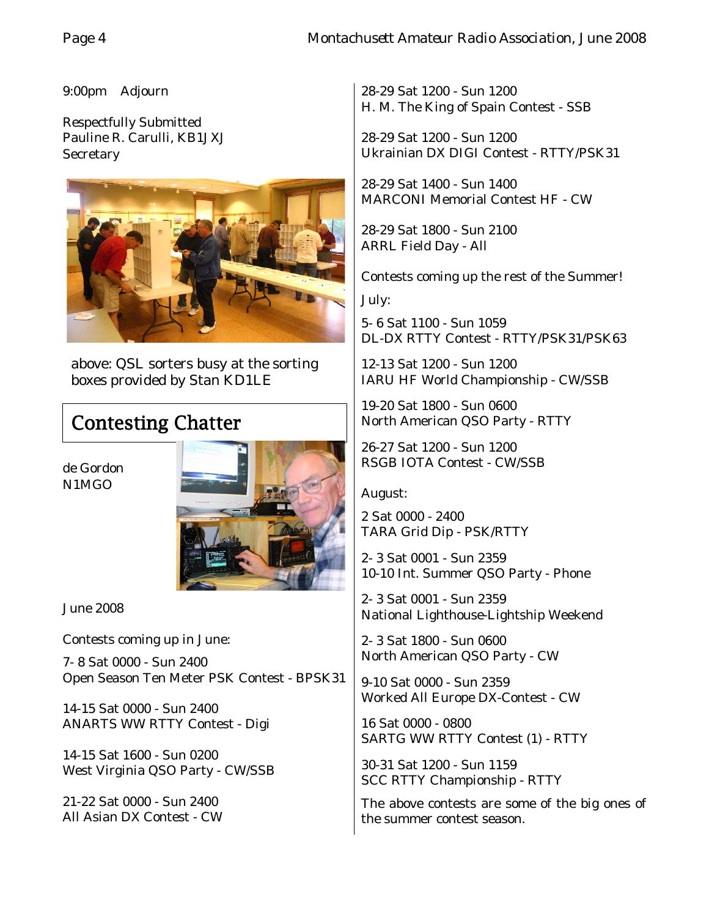9:00pm Adjourn

Respectfully Submitted
Pauline R. Carulli, KB1JXJ
Secretary

above: QSL sorters busy at the sorting boxes provided by Stan KD1LE

## Contesting Chatter

de Gordon
N1MGO

June 2008

Contests coming up in June:

7- 8 Sat 0000 - Sun 2400
Open Season Ten Meter PSK Contest - BPSK31

14-15 Sat 0000 - Sun 2400
ANARTS WW RTTY Contest - Digi

14-15 Sat 1600 - Sun 0200
West Virginia QSO Party - CW/SSB

21-22 Sat 0000 - Sun 2400
All Asian DX Contest - CW

28-29 Sat 1200 - Sun 1200
H. M. The King of Spain Contest - SSB

28-29 Sat 1200 - Sun 1200
Ukrainian DX DIGI Contest - RTTY/PSK31

28-29 Sat 1400 - Sun 1400
MARCONI Memorial Contest HF - CW

28-29 Sat 1800 - Sun 2100
ARRL Field Day - All

Contests coming up the rest of the Summer!

July:

5- 6 Sat 1100 - Sun 1059
DL-DX RTTY Contest - RTTY/PSK31/PSK63

12-13 Sat 1200 - Sun 1200
IARU HF World Championship - CW/SSB

19-20 Sat 1800 - Sun 0600
North American QSO Party - RTTY

26-27 Sat 1200 - Sun 1200
RSGB IOTA Contest - CW/SSB

August:

2 Sat 0000 - 2400
TARA Grid Dip - PSK/RTTY

2- 3 Sat 0001 - Sun 2359
10-10 Int. Summer QSO Party - Phone

2- 3 Sat 0001 - Sun 2359
National Lighthouse-Lightship Weekend

2- 3 Sat 1800 - Sun 0600
North American QSO Party - CW

9-10 Sat 0000 - Sun 2359
Worked All Europe DX-Contest - CW

16 Sat 0000 - 0800
SARTG WW RTTY Contest (1) - RTTY

30-31 Sat 1200 - Sun 1159
SCC RTTY Championship - RTTY

The above contests are some of the big ones of the summer contest season.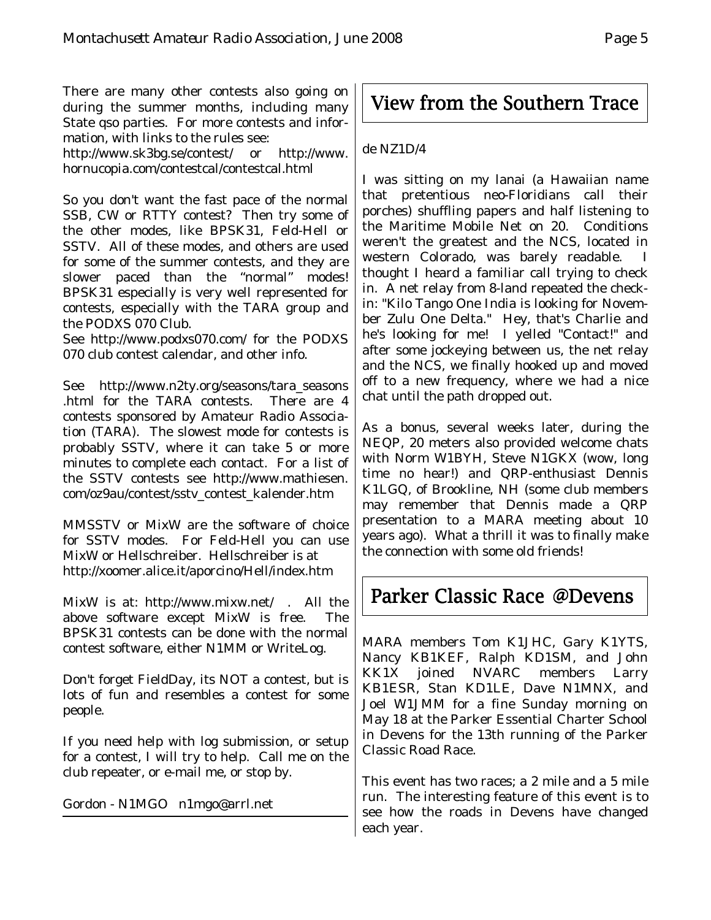There are many other contests also going on during the summer months, including many State qso parties. For more contests and information, with links to the rules see:
http://www.sk3bg.se/contest/ or http://www.hornucopia.com/contestcal/contestcal.html

So you don't want the fast pace of the normal SSB, CW or RTTY contest? Then try some of the other modes, like BPSK31, Feld-Hell or SSTV. All of these modes, and others are used for some of the summer contests, and they are slower paced than the "normal" modes! BPSK31 especially is very well represented for contests, especially with the TARA group and the PODXS 070 Club.
See http://www.podxs070.com/ for the PODXS 070 club contest calendar, and other info.

See http://www.n2ty.org/seasons/tara_seasons.html for the TARA contests. There are 4 contests sponsored by Amateur Radio Association (TARA). The slowest mode for contests is probably SSTV, where it can take 5 or more minutes to complete each contact. For a list of the SSTV contests see http://www.mathiesen.com/oz9au/contest/sstv_contest_kalender.htm

MMSSTV or MixW are the software of choice for SSTV modes. For Feld-Hell you can use MixW or Hellschreiber. Hellschreiber is at
http://xoomer.alice.it/aporcino/Hell/index.htm

MixW is at: http://www.mixw.net/ . All the above software except MixW is free. The BPSK31 contests can be done with the normal contest software, either N1MM or WriteLog.

Don't forget FieldDay, its NOT a contest, but is lots of fun and resembles a contest for some people.

If you need help with log submission, or setup for a contest, I will try to help. Call me on the club repeater, or e-mail me, or stop by.

Gordon - N1MGO n1mgo@arrl.net

# View from the Southern Trace

de NZ1D/4

I was sitting on my lanai (a Hawaiian name that pretentious neo-Floridians call their porches) shuffling papers and half listening to the Maritime Mobile Net on 20. Conditions weren't the greatest and the NCS, located in western Colorado, was barely readable. I thought I heard a familiar call trying to check in. A net relay from 8-land repeated the check-in: "Kilo Tango One India is looking for November Zulu One Delta." Hey, that's Charlie and he's looking for me! I yelled "Contact!" and after some jockeying between us, the net relay and the NCS, we finally hooked up and moved off to a new frequency, where we had a nice chat until the path dropped out.

As a bonus, several weeks later, during the NEQP, 20 meters also provided welcome chats with Norm W1BYH, Steve N1GKX (wow, long time no hear!) and QRP-enthusiast Dennis K1LGQ, of Brookline, NH (some club members may remember that Dennis made a QRP presentation to a MARA meeting about 10 years ago). What a thrill it was to finally make the connection with some old friends!

# Parker Classic Race @Devens

MARA members Tom K1JHC, Gary K1YTS, Nancy KB1KEF, Ralph KD1SM, and John KK1X joined NVARC members Larry KB1ESR, Stan KD1LE, Dave N1MNX, and Joel W1JMM for a fine Sunday morning on May 18 at the Parker Essential Charter School in Devens for the 13th running of the Parker Classic Road Race.

This event has two races; a 2 mile and a 5 mile run. The interesting feature of this event is to see how the roads in Devens have changed each year.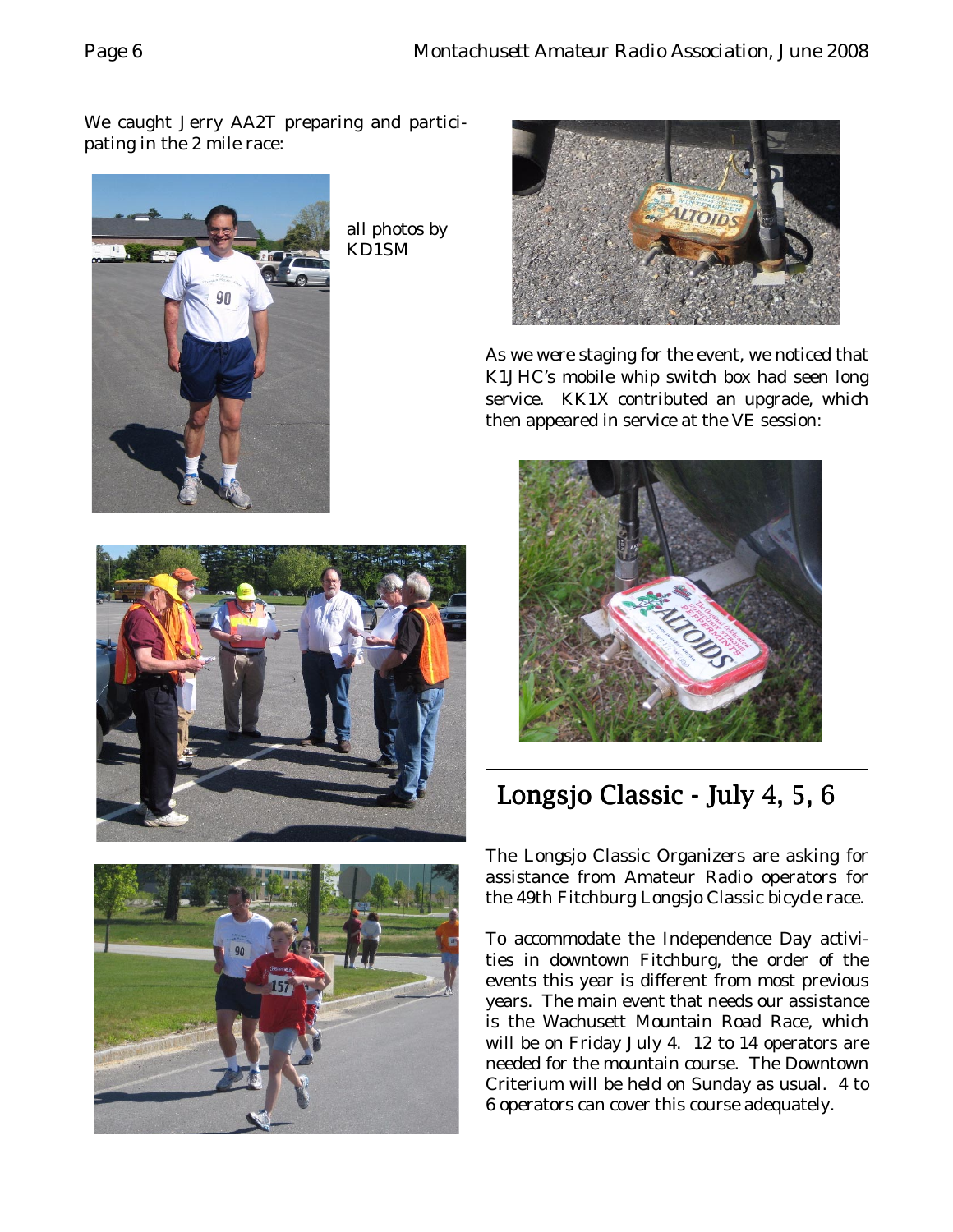We caught Jerry AA2T preparing and participating in the 2 mile race:

all photos by KD1SM

As we were staging for the event, we noticed that K1JHC's mobile whip switch box had seen long service. KK1X contributed an upgrade, which then appeared in service at the VE session:

## Longsjo Classic - July 4, 5, 6

The Longsjo Classic Organizers are asking for assistance from Amateur Radio operators for the 49th Fitchburg Longsjo Classic bicycle race.

To accommodate the Independence Day activities in downtown Fitchburg, the order of the events this year is different from most previous years. The main event that needs our assistance is the Wachusett Mountain Road Race, which will be on Friday July 4. 12 to 14 operators are needed for the mountain course. The Downtown Criterium will be held on Sunday as usual. 4 to 6 operators can cover this course adequately.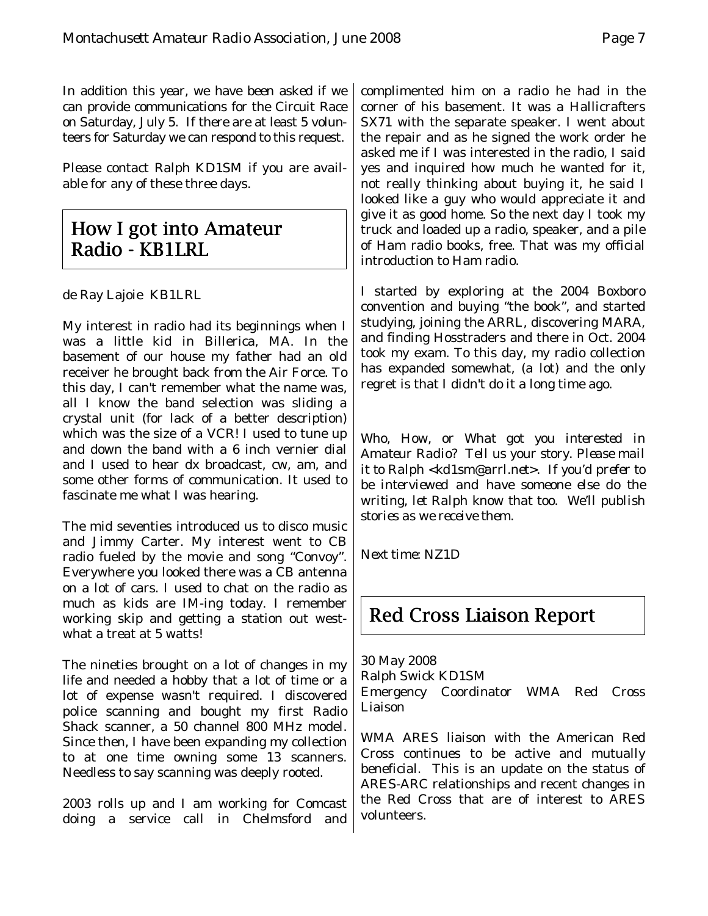In addition this year, we have been asked if we can provide communications for the Circuit Race on Saturday, July 5. If there are at least 5 volunteers for Saturday we can respond to this request.

Please contact Ralph KD1SM if you are available for any of these three days.

## How I got into Amateur Radio - KB1LRL

de Ray Lajoie KB1LRL

My interest in radio had its beginnings when I was a little kid in Billerica, MA. In the basement of our house my father had an old receiver he brought back from the Air Force. To this day, I can't remember what the name was, all I know the band selection was sliding a crystal unit (for lack of a better description) which was the size of a VCR! I used to tune up and down the band with a 6 inch vernier dial and I used to hear dx broadcast, cw, am, and some other forms of communication. It used to fascinate me what I was hearing.

The mid seventies introduced us to disco music and Jimmy Carter. My interest went to CB radio fueled by the movie and song "Convoy". Everywhere you looked there was a CB antenna on a lot of cars. I used to chat on the radio as much as kids are IM-ing today. I remember working skip and getting a station out west-what a treat at 5 watts!

The nineties brought on a lot of changes in my life and needed a hobby that a lot of time or a lot of expense wasn't required. I discovered police scanning and bought my first Radio Shack scanner, a 50 channel 800 MHz model. Since then, I have been expanding my collection to at one time owning some 13 scanners. Needless to say scanning was deeply rooted.

2003 rolls up and I am working for Comcast doing a service call in Chelmsford and complimented him on a radio he had in the corner of his basement. It was a Hallicrafters SX71 with the separate speaker. I went about the repair and as he signed the work order he asked me if I was interested in the radio, I said yes and inquired how much he wanted for it, not really thinking about buying it, he said I looked like a guy who would appreciate it and give it as good home. So the next day I took my truck and loaded up a radio, speaker, and a pile of Ham radio books, free. That was my official introduction to Ham radio.

I started by exploring at the 2004 Boxboro convention and buying "the book", and started studying, joining the ARRL, discovering MARA, and finding Hosstraders and there in Oct. 2004 took my exam. To this day, my radio collection has expanded somewhat, (a lot) and the only regret is that I didn't do it a long time ago.

*Who, How, or What got you interested in Amateur Radio? Tell us your story. Please mail it to Ralph <kd1sm@arrl.net>. If you'd prefer to be interviewed and have someone else do the writing, let Ralph know that too. We'll publish stories as we receive them.*

*Next time: NZ1D*

## Red Cross Liaison Report

30 May 2008
Ralph Swick KD1SM
Emergency Coordinator WMA Red Cross Liaison

WMA ARES liaison with the American Red Cross continues to be active and mutually beneficial. This is an update on the status of ARES-ARC relationships and recent changes in the Red Cross that are of interest to ARES volunteers.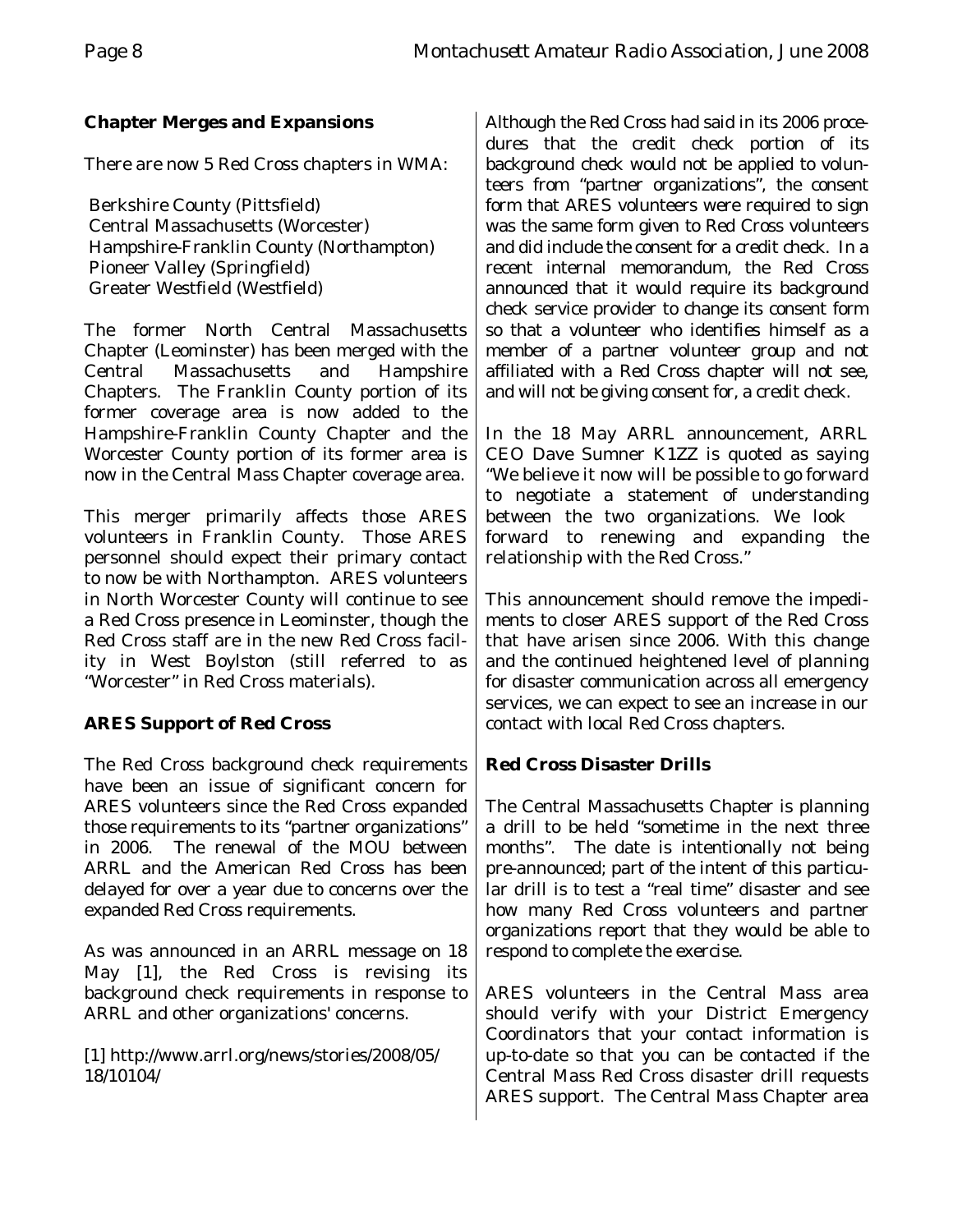## Chapter Merges and Expansions

There are now 5 Red Cross chapters in WMA:

Berkshire County (Pittsfield)
Central Massachusetts (Worcester)
Hampshire-Franklin County (Northampton)
Pioneer Valley (Springfield)
Greater Westfield (Westfield)

The former North Central Massachusetts Chapter (Leominster) has been merged with the Central Massachusetts and Hampshire Chapters. The Franklin County portion of its former coverage area is now added to the Hampshire-Franklin County Chapter and the Worcester County portion of its former area is now in the Central Mass Chapter coverage area.

This merger primarily affects those ARES volunteers in Franklin County. Those ARES personnel should expect their primary contact to now be with Northampton. ARES volunteers in North Worcester County will continue to see a Red Cross presence in Leominster, though the Red Cross staff are in the new Red Cross facility in West Boylston (still referred to as "Worcester" in Red Cross materials).

## ARES Support of Red Cross

The Red Cross background check requirements have been an issue of significant concern for ARES volunteers since the Red Cross expanded those requirements to its "partner organizations" in 2006. The renewal of the MOU between ARRL and the American Red Cross has been delayed for over a year due to concerns over the expanded Red Cross requirements.

As was announced in an ARRL message on 18 May [1], the Red Cross is revising its background check requirements in response to ARRL and other organizations' concerns.

[1] http://www.arrl.org/news/stories/2008/05/18/10104/

Although the Red Cross had said in its 2006 procedures that the credit check portion of its background check would not be applied to volunteers from "partner organizations", the consent form that ARES volunteers were required to sign was the same form given to Red Cross volunteers and did include the consent for a credit check. In a recent internal memorandum, the Red Cross announced that it would require its background check service provider to change its consent form so that a volunteer who identifies himself as a member of a partner volunteer group and not affiliated with a Red Cross chapter will not see, and will not be giving consent for, a credit check.

In the 18 May ARRL announcement, ARRL CEO Dave Sumner K1ZZ is quoted as saying "We believe it now will be possible to go forward to negotiate a statement of understanding between the two organizations. We look forward to renewing and expanding the relationship with the Red Cross."

This announcement should remove the impediments to closer ARES support of the Red Cross that have arisen since 2006. With this change and the continued heightened level of planning for disaster communication across all emergency services, we can expect to see an increase in our contact with local Red Cross chapters.

## Red Cross Disaster Drills

The Central Massachusetts Chapter is planning a drill to be held "sometime in the next three months". The date is intentionally not being pre-announced; part of the intent of this particular drill is to test a "real time" disaster and see how many Red Cross volunteers and partner organizations report that they would be able to respond to complete the exercise.

ARES volunteers in the Central Mass area should verify with your District Emergency Coordinators that your contact information is up-to-date so that you can be contacted if the Central Mass Red Cross disaster drill requests ARES support. The Central Mass Chapter area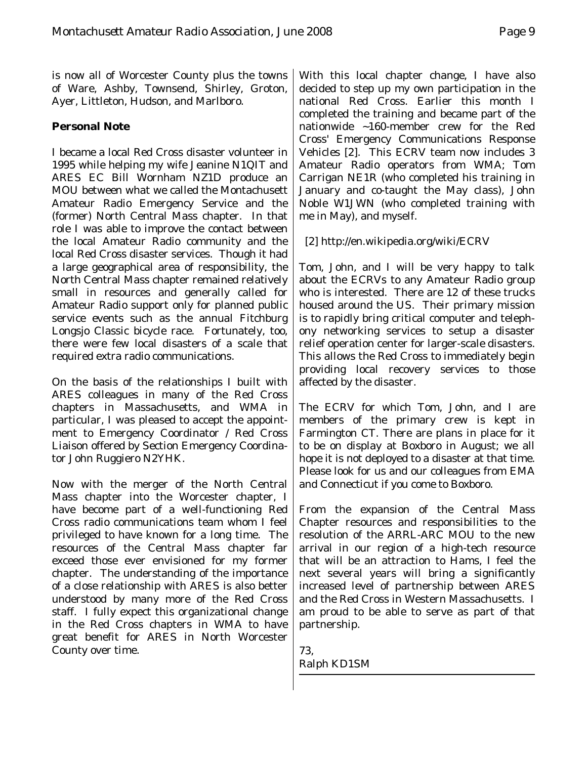is now all of Worcester County plus the towns of Ware, Ashby, Townsend, Shirley, Groton, Ayer, Littleton, Hudson, and Marlboro.

**Personal Note**

I became a local Red Cross disaster volunteer in 1995 while helping my wife Jeanine N1QIT and ARES EC Bill Wornham NZ1D produce an MOU between what we called the Montachusett Amateur Radio Emergency Service and the (former) North Central Mass chapter. In that role I was able to improve the contact between the local Amateur Radio community and the local Red Cross disaster services. Though it had a large geographical area of responsibility, the North Central Mass chapter remained relatively small in resources and generally called for Amateur Radio support only for planned public service events such as the annual Fitchburg Longsjo Classic bicycle race. Fortunately, too, there were few local disasters of a scale that required extra radio communications.

On the basis of the relationships I built with ARES colleagues in many of the Red Cross chapters in Massachusetts, and WMA in particular, I was pleased to accept the appointment to Emergency Coordinator / Red Cross Liaison offered by Section Emergency Coordinator John Ruggiero N2YHK.

Now with the merger of the North Central Mass chapter into the Worcester chapter, I have become part of a well-functioning Red Cross radio communications team whom I feel privileged to have known for a long time. The resources of the Central Mass chapter far exceed those ever envisioned for my former chapter. The understanding of the importance of a close relationship with ARES is also better understood by many more of the Red Cross staff. I fully expect this organizational change in the Red Cross chapters in WMA to have great benefit for ARES in North Worcester County over time.

With this local chapter change, I have also decided to step up my own participation in the national Red Cross. Earlier this month I completed the training and became part of the nationwide ~160-member crew for the Red Cross' Emergency Communications Response Vehicles [2]. This ECRV team now includes 3 Amateur Radio operators from WMA; Tom Carrigan NE1R (who completed his training in January and co-taught the May class), John Noble W1JWN (who completed training with me in May), and myself.

[2] http://en.wikipedia.org/wiki/ECRV

Tom, John, and I will be very happy to talk about the ECRVs to any Amateur Radio group who is interested. There are 12 of these trucks housed around the US. Their primary mission is to rapidly bring critical computer and telephony networking services to setup a disaster relief operation center for larger-scale disasters. This allows the Red Cross to immediately begin providing local recovery services to those affected by the disaster.

The ECRV for which Tom, John, and I are members of the primary crew is kept in Farmington CT. There are plans in place for it to be on display at Boxboro in August; we all hope it is not deployed to a disaster at that time. Please look for us and our colleagues from EMA and Connecticut if you come to Boxboro.

From the expansion of the Central Mass Chapter resources and responsibilities to the resolution of the ARRL-ARC MOU to the new arrival in our region of a high-tech resource that will be an attraction to Hams, I feel the next several years will bring a significantly increased level of partnership between ARES and the Red Cross in Western Massachusetts. I am proud to be able to serve as part of that partnership.

73,
Ralph KD1SM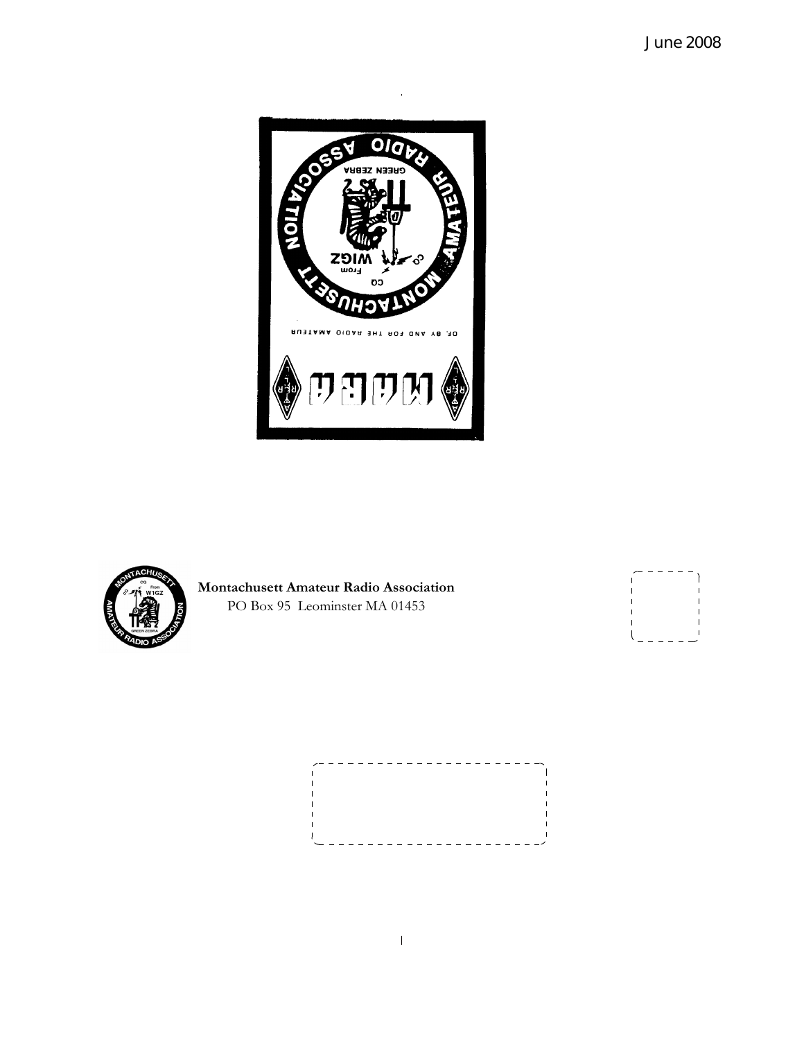Montachusett Amateur Radio Association

**Montachusett Amateur Radio Association**

PO Box 95 Leominster MA 01453